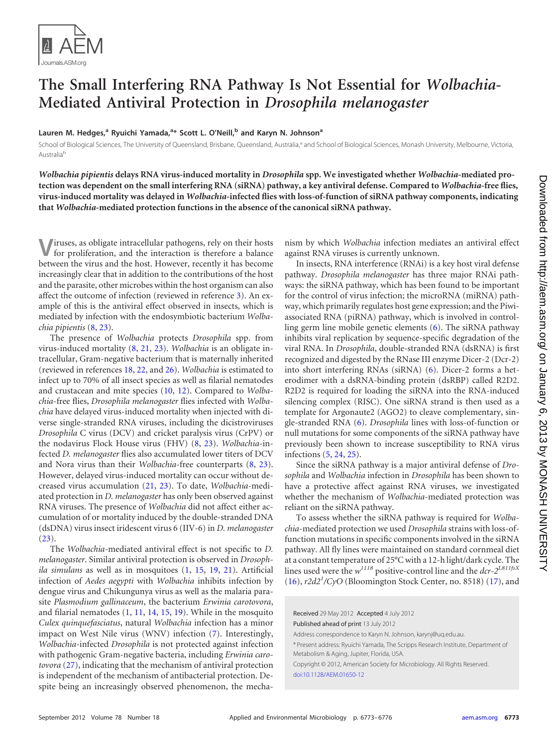# The Small Interfering RNA Pathway Is Not Essential for *Wolbachia*-Mediated Antiviral Protection in *Drosophila melanogaster*

**Lauren M. Hedges,[a] Ryuichi Yamada,[a]\* Scott L. O'Neill,[b] and Karyn N. Johnson[a]**

School of Biological Sciences, The University of Queensland, Brisbane, Queensland, Australia,[a] and School of Biological Sciences, Monash University, Melbourne, Victoria, Australia[b]

***Wolbachia pipientis*** **delays RNA virus-induced mortality in** ***Drosophila*** **spp. We investigated whether** ***Wolbachia*****-mediated protection was dependent on the small interfering RNA (siRNA) pathway, a key antiviral defense. Compared to** ***Wolbachia*****-free flies, virus-induced mortality was delayed in** ***Wolbachia*****-infected flies with loss-of-function of siRNA pathway components, indicating that** ***Wolbachia*****-mediated protection functions in the absence of the canonical siRNA pathway.**

Viruses, as obligate intracellular pathogens, rely on their hosts for proliferation, and the interaction is therefore a balance between the virus and the host. However, recently it has become increasingly clear that in addition to the contributions of the host and the parasite, other microbes within the host organism can also affect the outcome of infection (reviewed in reference 3). An example of this is the antiviral effect observed in insects, which is mediated by infection with the endosymbiotic bacterium *Wolbachia pipientis* (8, 23).

The presence of *Wolbachia* protects *Drosophila* spp. from virus-induced mortality (8, 21, 23). *Wolbachia* is an obligate intracellular, Gram-negative bacterium that is maternally inherited (reviewed in references 18, 22, and 26). *Wolbachia* is estimated to infect up to 70% of all insect species as well as filarial nematodes and crustacean and mite species (10, 12). Compared to *Wolbachia*-free flies, *Drosophila melanogaster* flies infected with *Wolbachia* have delayed virus-induced mortality when injected with diverse single-stranded RNA viruses, including the dicistroviruses *Drosophila* C virus (DCV) and cricket paralysis virus (CrPV) or the nodavirus Flock House virus (FHV) (8, 23). *Wolbachia*-infected *D. melanogaster* flies also accumulated lower titers of DCV and Nora virus than their *Wolbachia*-free counterparts (8, 23). However, delayed virus-induced mortality can occur without decreased virus accumulation (21, 23). To date, *Wolbachia*-mediated protection in *D. melanogaster* has only been observed against RNA viruses. The presence of *Wolbachia* did not affect either accumulation of or mortality induced by the double-stranded DNA (dsDNA) virus insect iridescent virus 6 (IIV-6) in *D. melanogaster* (23).

The *Wolbachia*-mediated antiviral effect is not specific to *D. melanogaster*. Similar antiviral protection is observed in *Drosophila simulans* as well as in mosquitoes (1, 15, 19, 21). Artificial infection of *Aedes aegypti* with *Wolbachia* inhibits infection by dengue virus and Chikungunya virus as well as the malaria parasite *Plasmodium gallinaceum*, the bacterium *Erwinia carotovora*, and filarial nematodes (1, 11, 14, 15, 19). While in the mosquito *Culex quinquefasciatus*, natural *Wolbachia* infection has a minor impact on West Nile virus (WNV) infection (7). Interestingly, *Wolbachia*-infected *Drosophila* is not protected against infection with pathogenic Gram-negative bacteria, including *Erwinia carotovora* (27), indicating that the mechanism of antiviral protection is independent of the mechanism of antibacterial protection. Despite being an increasingly observed phenomenon, the mechanism by which *Wolbachia* infection mediates an antiviral effect against RNA viruses is currently unknown.

In insects, RNA interference (RNAi) is a key host viral defense pathway. *Drosophila melanogaster* has three major RNAi pathways: the siRNA pathway, which has been found to be important for the control of virus infection; the microRNA (miRNA) pathway, which primarily regulates host gene expression; and the Piwi-associated RNA (piRNA) pathway, which is involved in controlling germ line mobile genetic elements (6). The siRNA pathway inhibits viral replication by sequence-specific degradation of the viral RNA. In *Drosophila*, double-stranded RNA (dsRNA) is first recognized and digested by the RNase III enzyme Dicer-2 (Dcr-2) into short interfering RNAs (siRNA) (6). Dicer-2 forms a heterodimer with a dsRNA-binding protein (dsRBP) called R2D2. R2D2 is required for loading the siRNA into the RNA-induced silencing complex (RISC). One siRNA strand is then used as a template for Argonaute2 (AGO2) to cleave complementary, single-stranded RNA (6). *Drosophila* lines with loss-of-function or null mutations for some components of the siRNA pathway have previously been shown to increase susceptibility to RNA virus infections (5, 24, 25).

Since the siRNA pathway is a major antiviral defense of *Drosophila* and *Wolbachia* infection in *Drosophila* has been shown to have a protective affect against RNA viruses, we investigated whether the mechanism of *Wolbachia*-mediated protection was reliant on the siRNA pathway.

To assess whether the siRNA pathway is required for *Wolbachia*-mediated protection we used *Drosophila* strains with loss-of-function mutations in specific components involved in the siRNA pathway. All fly lines were maintained on standard cornmeal diet at a constant temperature of 25°C with a 12-h light/dark cycle. The lines used were the $w^{1118}$ positive-control line and the $dcr\text{-}2^{L811fsX}$ (16), $r2d2^{1}/CyO$ (Bloomington Stock Center, no. 8518) (17), and

Received 29 May 2012 Accepted 4 July 2012

Published ahead of print 13 July 2012

Address correspondence to Karyn N. Johnson, karynj@uq.edu.au.

\* Present address: Ryuichi Yamada, The Scripps Research Institute, Department of Metabolism & Aging, Jupiter, Florida, USA.

Copyright © 2012, American Society for Microbiology. All Rights Reserved.

doi:10.1128/AEM.01650-12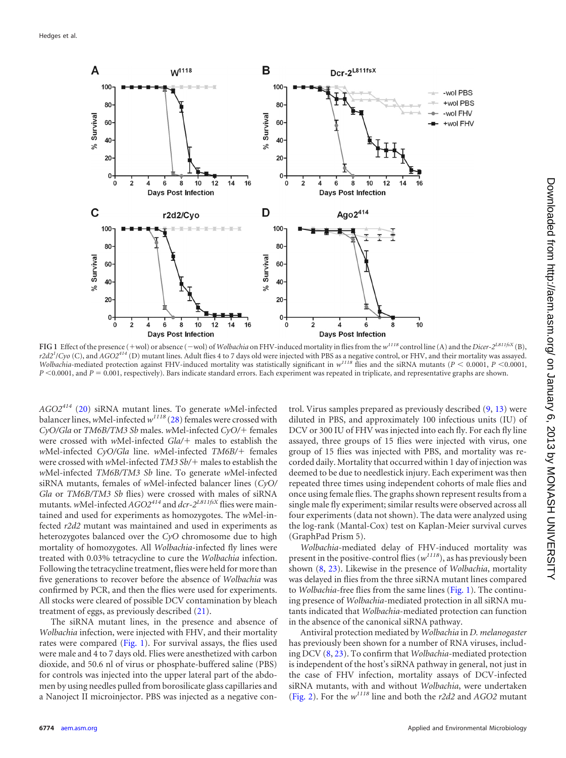FIG 1 Effect of the presence (+wol) or absence (−wol) of *Wolbachia* on FHV-induced mortality in flies from the $w^{1118}$ control line (A) and the *Dicer-2*$^{L811fsX}$ (B), *r2d2*$^{1}$/*Cyo* (C), and *AGO2*$^{414}$ (D) mutant lines. Adult flies 4 to 7 days old were injected with PBS as a negative control, or FHV, and their mortality was assayed. *Wolbachia*-mediated protection against FHV-induced mortality was statistically significant in $w^{1118}$ flies and the siRNA mutants ($P < 0.0001$, $P < 0.0001$, $P < 0.0001$, and $P = 0.001$, respectively). Bars indicate standard errors. Each experiment was repeated in triplicate, and representative graphs are shown.

*AGO2*$^{414}$ (20) siRNA mutant lines. To generate *w*Mel-infected balancer lines, *w*Mel-infected $w^{1118}$ (28) females were crossed with *CyO/Gla* or *TM6B/TM3 Sb* males. *w*Mel-infected *CyO/+* females were crossed with *w*Mel-infected *Gla/+* males to establish the *w*Mel-infected *CyO/Gla* line. *w*Mel-infected *TM6B/+* females were crossed with *w*Mel-infected *TM3 Sb/+* males to establish the *w*Mel-infected *TM6B/TM3 Sb* line. To generate *w*Mel-infected siRNA mutants, females of *w*Mel-infected balancer lines (*CyO/Gla* or *TM6B/TM3 Sb* flies) were crossed with males of siRNA mutants. *w*Mel-infected *AGO2*$^{414}$ and *dcr-2*$^{L811fsX}$ flies were maintained and used for experiments as homozygotes. The *w*Mel-infected *r2d2* mutant was maintained and used in experiments as heterozygotes balanced over the *CyO* chromosome due to high mortality of homozygotes. All *Wolbachia*-infected fly lines were treated with 0.03% tetracycline to cure the *Wolbachia* infection. Following the tetracycline treatment, flies were held for more than five generations to recover before the absence of *Wolbachia* was confirmed by PCR, and then the flies were used for experiments. All stocks were cleared of possible DCV contamination by bleach treatment of eggs, as previously described (21).

The siRNA mutant lines, in the presence and absence of *Wolbachia* infection, were injected with FHV, and their mortality rates were compared (Fig. 1). For survival assays, the flies used were male and 4 to 7 days old. Flies were anesthetized with carbon dioxide, and 50.6 nl of virus or phosphate-buffered saline (PBS) for controls was injected into the upper lateral part of the abdomen by using needles pulled from borosilicate glass capillaries and a Nanoject II microinjector. PBS was injected as a negative control. Virus samples prepared as previously described (9, 13) were diluted in PBS, and approximately 100 infectious units (IU) of DCV or 300 IU of FHV was injected into each fly. For each fly line assayed, three groups of 15 flies were injected with virus, one group of 15 flies was injected with PBS, and mortality was recorded daily. Mortality that occurred within 1 day of injection was deemed to be due to needlestick injury. Each experiment was then repeated three times using independent cohorts of male flies and once using female flies. The graphs shown represent results from a single male fly experiment; similar results were observed across all four experiments (data not shown). The data were analyzed using the log-rank (Mantal-Cox) test on Kaplan-Meier survival curves (GraphPad Prism 5).

*Wolbachia*-mediated delay of FHV-induced mortality was present in the positive-control flies ($w^{1118}$), as has previously been shown (8, 23). Likewise in the presence of *Wolbachia*, mortality was delayed in flies from the three siRNA mutant lines compared to *Wolbachia*-free flies from the same lines (Fig. 1). The continuing presence of *Wolbachia*-mediated protection in all siRNA mutants indicated that *Wolbachia*-mediated protection can function in the absence of the canonical siRNA pathway.

Antiviral protection mediated by *Wolbachia* in *D. melanogaster* has previously been shown for a number of RNA viruses, including DCV (8, 23). To confirm that *Wolbachia*-mediated protection is independent of the host's siRNA pathway in general, not just in the case of FHV infection, mortality assays of DCV-infected siRNA mutants, with and without *Wolbachia*, were undertaken (Fig. 2). For the $w^{1118}$ line and both the *r2d2* and *AGO2* mutant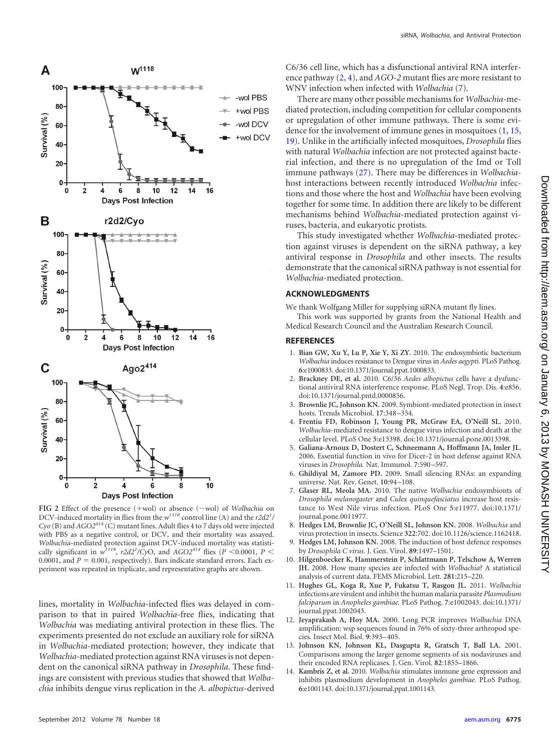FIG 2 Effect of the presence (+wol) or absence (−wol) of *Wolbachia* on DCV-induced mortality in flies from the $w^{1118}$ control line (A) and the $r2d2^{1}/Cyo$ (B) and $AGO2^{414}$ (C) mutant lines. Adult flies 4 to 7 days old were injected with PBS as a negative control, or DCV, and their mortality was assayed. *Wolbachia*-mediated protection against DCV-induced mortality was statistically significant in $w^{1118}$, $r2d2^{1}/CyO$, and $AGO2^{414}$ flies ($P < 0.0001$, $P < 0.0001$, and $P = 0.001$, respectively). Bars indicate standard errors. Each experiment was repeated in triplicate, and representative graphs are shown.

lines, mortality in *Wolbachia*-infected flies was delayed in comparison to that in paired *Wolbachia*-free flies, indicating that *Wolbachia* was mediating antiviral protection in these flies. The experiments presented do not exclude an auxiliary role for siRNA in *Wolbachia*-mediated protection; however, they indicate that *Wolbachia*-mediated protection against RNA viruses is not dependent on the canonical siRNA pathway in *Drosophila*. These findings are consistent with previous studies that showed that *Wolbachia* inhibits dengue virus replication in the *A. albopictus*-derived C6/36 cell line, which has a disfunctional antiviral RNA interference pathway (2, 4), and *AGO-2* mutant flies are more resistant to WNV infection when infected with *Wolbachia* (7).

There are many other possible mechanisms for *Wolbachia*-mediated protection, including competition for cellular components or upregulation of other immune pathways. There is some evidence for the involvement of immune genes in mosquitoes (1, 15, 19). Unlike in the artificially infected mosquitoes, *Drosophila* flies with natural *Wolbachia* infection are not protected against bacterial infection, and there is no upregulation of the Imd or Toll immune pathways (27). There may be differences in *Wolbachia*-host interactions between recently introduced *Wolbachia* infections and those where the host and *Wolbachia* have been evolving together for some time. In addition there are likely to be different mechanisms behind *Wolbachia*-mediated protection against viruses, bacteria, and eukaryotic protists.

This study investigated whether *Wolbachia*-mediated protection against viruses is dependent on the siRNA pathway, a key antiviral response in *Drosophila* and other insects. The results demonstrate that the canonical siRNA pathway is not essential for *Wolbachia*-mediated protection.

## ACKNOWLEDGMENTS

We thank Wolfgang Miller for supplying siRNA mutant fly lines.

This work was supported by grants from the National Health and Medical Research Council and the Australian Research Council.

## REFERENCES

1. **Bian GW, Xu Y, Lu P, Xie Y, Xi ZY.** 2010. The endosymbiotic bacterium *Wolbachia* induces resistance to Dengue virus in *Aedes aegypti.* PLoS Pathog. **6**:e1000833. doi:10.1371/journal.ppat.1000833.
2. **Brackney DE, et al.** 2010. C6/36 *Aedes albopictus* cells have a dysfunctional antiviral RNA interference response. PLoS Negl. Trop. Dis. **4**:e856. doi:10.1371/journal.pntd.0000856.
3. **Brownlie JC, Johnson KN.** 2009. Symbiont-mediated protection in insect hosts. Trends Microbiol. **17**:348–354.
4. **Frentiu FD, Robinson J, Young PR, McGraw EA, O'Neill SL.** 2010. *Wolbachia*-mediated resistance to dengue virus infection and death at the cellular level. PLoS One **5**:e13398. doi:10.1371/journal.pone.0013398.
5. **Galiana-Arnoux D, Dostert C, Schneemann A, Hoffmann JA, Imler JL.** 2006. Essential function in vivo for Dicer-2 in host defense against RNA viruses in *Drosophila.* Nat. Immunol. **7**:590–597.
6. **Ghildiyal M, Zamore PD.** 2009. Small silencing RNAs: an expanding universe. Nat. Rev. Genet. **10**:94–108.
7. **Glaser RL, Meola MA.** 2010. The native *Wolbachia* endosymbionts of *Drosophila melanogaster* and *Culex quinquefasciatus* increase host resistance to West Nile virus infection. PLoS One **5**:e11977. doi:10.1371/journal.pone.0011977.
8. **Hedges LM, Brownlie JC, O'Neill SL, Johnson KN.** 2008. *Wolbachia* and virus protection in insects. Science **322**:702. doi:10.1126/science.1162418.
9. **Hedges LM, Johnson KN.** 2008. The induction of host defence responses by *Drosophila C virus.* J. Gen. Virol. **89**:1497–1501.
10. **Hilgenboecker K, Hammerstein P, Schlattmann P, Telschow A, Werren JH.** 2008. How many species are infected with *Wolbachia*? A statistical analysis of current data. FEMS Microbiol. Lett. **281**:215–220.
11. **Hughes GL, Koga R, Xue P, Fukatsu T, Rasgon JL.** 2011. *Wolbachia* infections are virulent and inhibit the human malaria parasite *Plasmodium falciparum* in *Anopheles gambiae.* PLoS Pathog. **7**:e1002043. doi:10.1371/journal.ppat.1002043.
12. **Jeyaprakash A, Hoy MA.** 2000. Long PCR improves *Wolbachia* DNA amplification: wsp sequences found in 76% of sixty-three arthropod species. Insect Mol. Biol. **9**:393–405.
13. **Johnson KN, Johnson KL, Dasgupta R, Gratsch T, Ball LA.** 2001. Comparisons among the larger genome segments of six nodaviruses and their encoded RNA replicases. J. Gen. Virol. **82**:1855–1866.
14. **Kambris Z, et al.** 2010. *Wolbachia* stimulates immune gene expression and inhibits plasmodium development in *Anopheles gambiae.* PLoS Pathog. **6**:e1001143. doi:10.1371/journal.ppat.1001143.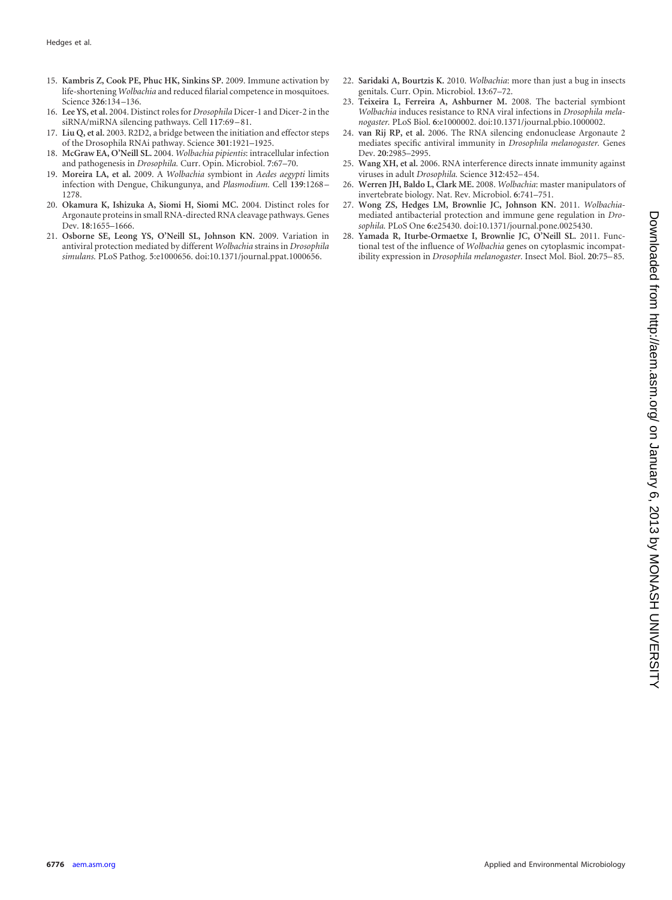15. **Kambris Z, Cook PE, Phuc HK, Sinkins SP.** 2009. Immune activation by life-shortening *Wolbachia* and reduced filarial competence in mosquitoes. Science **326**:134–136.
16. **Lee YS, et al.** 2004. Distinct roles for *Drosophila* Dicer-1 and Dicer-2 in the siRNA/miRNA silencing pathways. Cell **117**:69–81.
17. **Liu Q, et al.** 2003. R2D2, a bridge between the initiation and effector steps of the Drosophila RNAi pathway. Science **301**:1921–1925.
18. **McGraw EA, O'Neill SL.** 2004. *Wolbachia pipientis*: intracellular infection and pathogenesis in *Drosophila*. Curr. Opin. Microbiol. **7**:67–70.
19. **Moreira LA, et al.** 2009. A *Wolbachia* symbiont in *Aedes aegypti* limits infection with Dengue, Chikungunya, and *Plasmodium*. Cell **139**:1268–1278.
20. **Okamura K, Ishizuka A, Siomi H, Siomi MC.** 2004. Distinct roles for Argonaute proteins in small RNA-directed RNA cleavage pathways. Genes Dev. **18**:1655–1666.
21. **Osborne SE, Leong YS, O'Neill SL, Johnson KN.** 2009. Variation in antiviral protection mediated by different *Wolbachia* strains in *Drosophila simulans*. PLoS Pathog. **5**:e1000656. doi:10.1371/journal.ppat.1000656.
22. **Saridaki A, Bourtzis K.** 2010. *Wolbachia*: more than just a bug in insects genitals. Curr. Opin. Microbiol. **13**:67–72.
23. **Teixeira L, Ferreira A, Ashburner M.** 2008. The bacterial symbiont *Wolbachia* induces resistance to RNA viral infections in *Drosophila melanogaster*. PLoS Biol. **6**:e1000002. doi:10.1371/journal.pbio.1000002.
24. **van Rij RP, et al.** 2006. The RNA silencing endonuclease Argonaute 2 mediates specific antiviral immunity in *Drosophila melanogaster*. Genes Dev. **20**:2985–2995.
25. **Wang XH, et al.** 2006. RNA interference directs innate immunity against viruses in adult *Drosophila*. Science **312**:452–454.
26. **Werren JH, Baldo L, Clark ME.** 2008. *Wolbachia*: master manipulators of invertebrate biology. Nat. Rev. Microbiol. **6**:741–751.
27. **Wong ZS, Hedges LM, Brownlie JC, Johnson KN.** 2011. *Wolbachia*-mediated antibacterial protection and immune gene regulation in *Drosophila*. PLoS One **6**:e25430. doi:10.1371/journal.pone.0025430.
28. **Yamada R, Iturbe-Ormaetxe I, Brownlie JC, O'Neill SL.** 2011. Functional test of the influence of *Wolbachia* genes on cytoplasmic incompatibility expression in *Drosophila melanogaster*. Insect Mol. Biol. **20**:75–85.